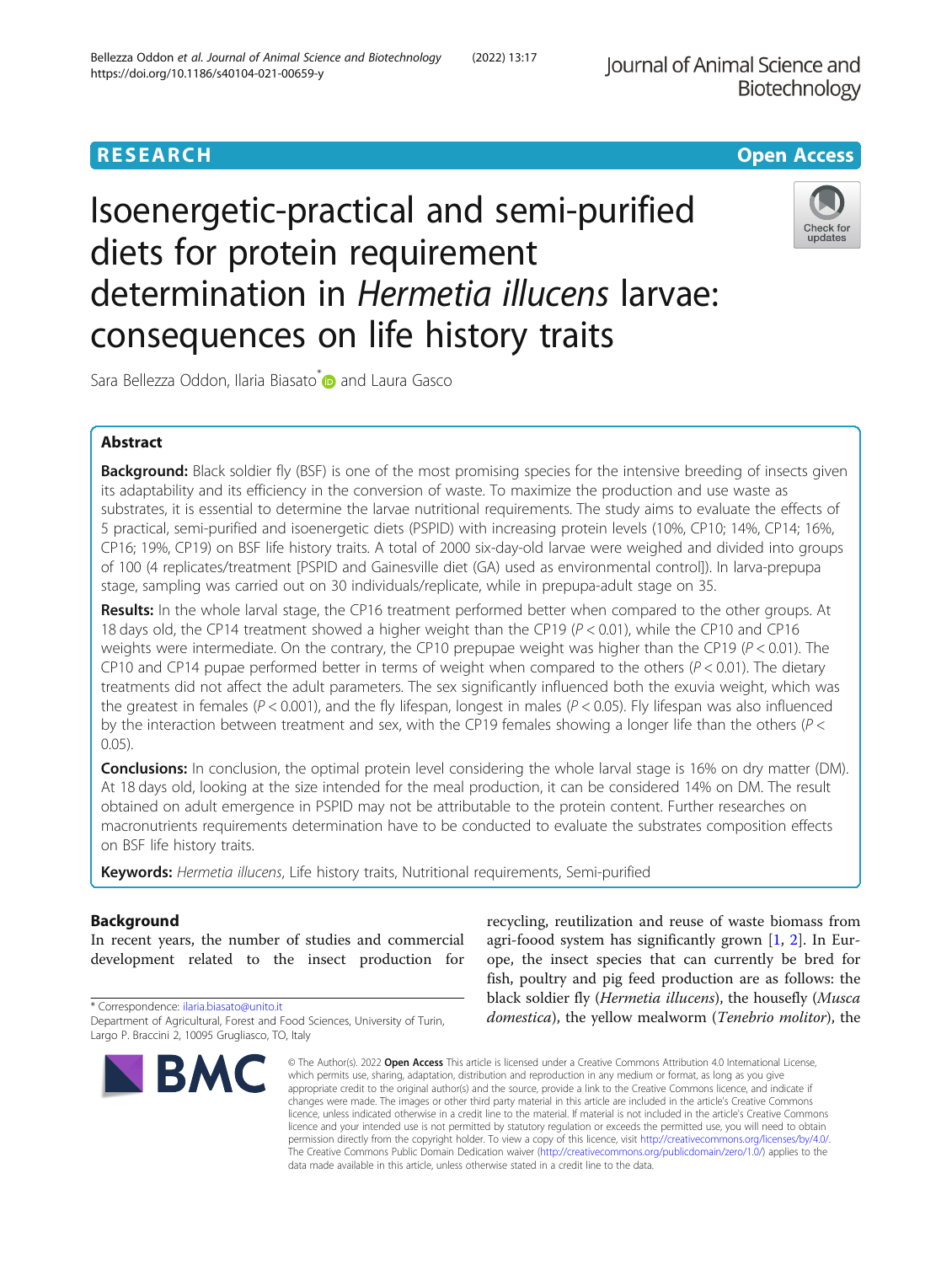RESEARCH | Open Access

# Isoenergetic-practical and semi-purified diets for protein requirement determination in *Hermetia illucens* larvae: consequences on life history traits

Sara Bellezza Oddon, Ilaria Biasato* and Laura Gasco

## Abstract

**Background:** Black soldier fly (BSF) is one of the most promising species for the intensive breeding of insects given its adaptability and its efficiency in the conversion of waste. To maximize the production and use waste as substrates, it is essential to determine the larvae nutritional requirements. The study aims to evaluate the effects of 5 practical, semi-purified and isoenergetic diets (PSPID) with increasing protein levels (10%, CP10; 14%, CP14; 16%, CP16; 19%, CP19) on BSF life history traits. A total of 2000 six-day-old larvae were weighed and divided into groups of 100 (4 replicates/treatment [PSPID and Gainesville diet (GA) used as environmental control]). In larva-prepupa stage, sampling was carried out on 30 individuals/replicate, while in prepupa-adult stage on 35.

**Results:** In the whole larval stage, the CP16 treatment performed better when compared to the other groups. At 18 days old, the CP14 treatment showed a higher weight than the CP19 ($P < 0.01$), while the CP10 and CP16 weights were intermediate. On the contrary, the CP10 prepupae weight was higher than the CP19 ($P < 0.01$). The CP10 and CP14 pupae performed better in terms of weight when compared to the others ($P < 0.01$). The dietary treatments did not affect the adult parameters. The sex significantly influenced both the exuvia weight, which was the greatest in females ($P < 0.001$), and the fly lifespan, longest in males ($P < 0.05$). Fly lifespan was also influenced by the interaction between treatment and sex, with the CP19 females showing a longer life than the others ($P < 0.05$).

**Conclusions:** In conclusion, the optimal protein level considering the whole larval stage is 16% on dry matter (DM). At 18 days old, looking at the size intended for the meal production, it can be considered 14% on DM. The result obtained on adult emergence in PSPID may not be attributable to the protein content. Further researches on macronutrients requirements determination have to be conducted to evaluate the substrates composition effects on BSF life history traits.

**Keywords:** *Hermetia illucens*, Life history traits, Nutritional requirements, Semi-purified

## Background

In recent years, the number of studies and commercial development related to the insect production for recycling, reutilization and reuse of waste biomass from agri-foood system has significantly grown [1, 2]. In Europe, the insect species that can currently be bred for fish, poultry and pig feed production are as follows: the black soldier fly (*Hermetia illucens*), the housefly (*Musca domestica*), the yellow mealworm (*Tenebrio molitor*), the

\* Correspondence: ilaria.biasato@unito.it
Department of Agricultural, Forest and Food Sciences, University of Turin, Largo P. Braccini 2, 10095 Grugliasco, TO, Italy

© The Author(s). 2022 **Open Access** This article is licensed under a Creative Commons Attribution 4.0 International License, which permits use, sharing, adaptation, distribution and reproduction in any medium or format, as long as you give appropriate credit to the original author(s) and the source, provide a link to the Creative Commons licence, and indicate if changes were made. The images or other third party material in this article are included in the article's Creative Commons licence, unless indicated otherwise in a credit line to the material. If material is not included in the article's Creative Commons licence and your intended use is not permitted by statutory regulation or exceeds the permitted use, you will need to obtain permission directly from the copyright holder. To view a copy of this licence, visit http://creativecommons.org/licenses/by/4.0/. The Creative Commons Public Domain Dedication waiver (http://creativecommons.org/publicdomain/zero/1.0/) applies to the data made available in this article, unless otherwise stated in a credit line to the data.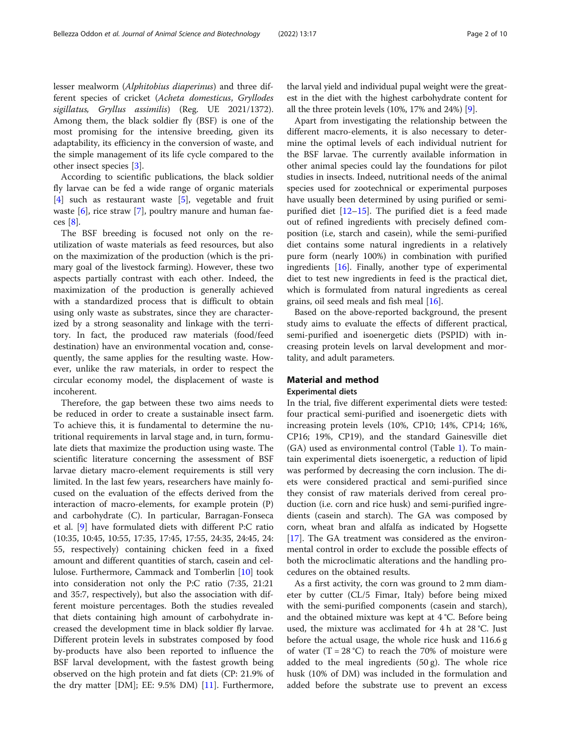lesser mealworm (*Alphitobius diaperinus*) and three different species of cricket (*Acheta domesticus*, *Gryllodes sigillatus, Gryllus assimilis*) (Reg. UE 2021/1372). Among them, the black soldier fly (BSF) is one of the most promising for the intensive breeding, given its adaptability, its efficiency in the conversion of waste, and the simple management of its life cycle compared to the other insect species [3].

According to scientific publications, the black soldier fly larvae can be fed a wide range of organic materials [4] such as restaurant waste [5], vegetable and fruit waste [6], rice straw [7], poultry manure and human faeces [8].

The BSF breeding is focused not only on the re-utilization of waste materials as feed resources, but also on the maximization of the production (which is the primary goal of the livestock farming). However, these two aspects partially contrast with each other. Indeed, the maximization of the production is generally achieved with a standardized process that is difficult to obtain using only waste as substrates, since they are characterized by a strong seasonality and linkage with the territory. In fact, the produced raw materials (food/feed destination) have an environmental vocation and, consequently, the same applies for the resulting waste. However, unlike the raw materials, in order to respect the circular economy model, the displacement of waste is incoherent.

Therefore, the gap between these two aims needs to be reduced in order to create a sustainable insect farm. To achieve this, it is fundamental to determine the nutritional requirements in larval stage and, in turn, formulate diets that maximize the production using waste. The scientific literature concerning the assessment of BSF larvae dietary macro-element requirements is still very limited. In the last few years, researchers have mainly focused on the evaluation of the effects derived from the interaction of macro-elements, for example protein (P) and carbohydrate (C). In particular, Barragan-Fonseca et al. [9] have formulated diets with different P:C ratio (10:35, 10:45, 10:55, 17:35, 17:45, 17:55, 24:35, 24:45, 24:55, respectively) containing chicken feed in a fixed amount and different quantities of starch, casein and cellulose. Furthermore, Cammack and Tomberlin [10] took into consideration not only the P:C ratio (7:35, 21:21 and 35:7, respectively), but also the association with different moisture percentages. Both the studies revealed that diets containing high amount of carbohydrate increased the development time in black soldier fly larvae. Different protein levels in substrates composed by food by-products have also been reported to influence the BSF larval development, with the fastest growth being observed on the high protein and fat diets (CP: 21.9% of the dry matter [DM]; EE: 9.5% DM) [11]. Furthermore, the larval yield and individual pupal weight were the greatest in the diet with the highest carbohydrate content for all the three protein levels (10%, 17% and 24%) [9].

Apart from investigating the relationship between the different macro-elements, it is also necessary to determine the optimal levels of each individual nutrient for the BSF larvae. The currently available information in other animal species could lay the foundations for pilot studies in insects. Indeed, nutritional needs of the animal species used for zootechnical or experimental purposes have usually been determined by using purified or semi-purified diet [12–15]. The purified diet is a feed made out of refined ingredients with precisely defined composition (i.e, starch and casein), while the semi-purified diet contains some natural ingredients in a relatively pure form (nearly 100%) in combination with purified ingredients [16]. Finally, another type of experimental diet to test new ingredients in feed is the practical diet, which is formulated from natural ingredients as cereal grains, oil seed meals and fish meal [16].

Based on the above-reported background, the present study aims to evaluate the effects of different practical, semi-purified and isoenergetic diets (PSPID) with increasing protein levels on larval development and mortality, and adult parameters.

## Material and method

### Experimental diets

In the trial, five different experimental diets were tested: four practical semi-purified and isoenergetic diets with increasing protein levels (10%, CP10; 14%, CP14; 16%, CP16; 19%, CP19), and the standard Gainesville diet (GA) used as environmental control (Table 1). To maintain experimental diets isoenergetic, a reduction of lipid was performed by decreasing the corn inclusion. The diets were considered practical and semi-purified since they consist of raw materials derived from cereal production (i.e. corn and rice husk) and semi-purified ingredients (casein and starch). The GA was composed by corn, wheat bran and alfalfa as indicated by Hogsette [17]. The GA treatment was considered as the environmental control in order to exclude the possible effects of both the microclimatic alterations and the handling procedures on the obtained results.

As a first activity, the corn was ground to 2 mm diameter by cutter (CL/5 Fimar, Italy) before being mixed with the semi-purified components (casein and starch), and the obtained mixture was kept at 4 °C. Before being used, the mixture was acclimated for 4 h at 28 °C. Just before the actual usage, the whole rice husk and 116.6 g of water (T = 28 °C) to reach the 70% of moisture were added to the meal ingredients (50 g). The whole rice husk (10% of DM) was included in the formulation and added before the substrate use to prevent an excess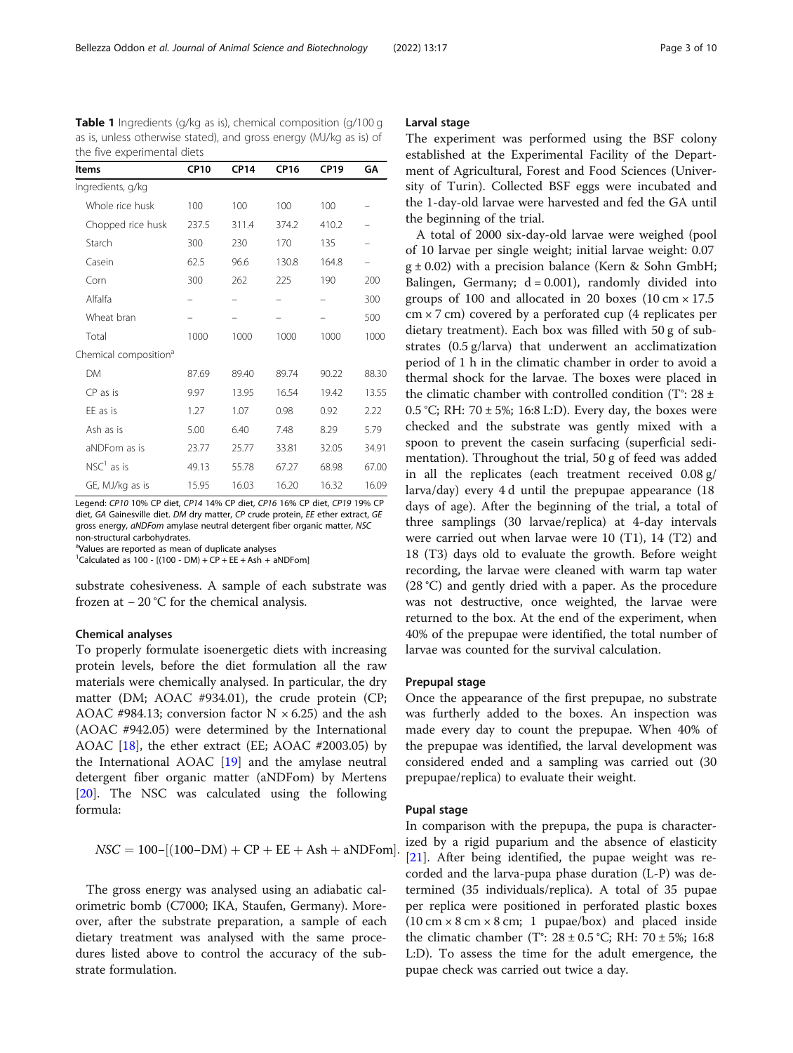**Table 1** Ingredients (g/kg as is), chemical composition (g/100 g as is, unless otherwise stated), and gross energy (MJ/kg as is) of the five experimental diets

| Items | CP10 | CP14 | CP16 | CP19 | GA |
|---|---|---|---|---|---|
| Ingredients, g/kg | | | | | |
| Whole rice husk | 100 | 100 | 100 | 100 | – |
| Chopped rice husk | 237.5 | 311.4 | 374.2 | 410.2 | – |
| Starch | 300 | 230 | 170 | 135 | – |
| Casein | 62.5 | 96.6 | 130.8 | 164.8 | – |
| Corn | 300 | 262 | 225 | 190 | 200 |
| Alfalfa | – | – | – | – | 300 |
| Wheat bran | – | – | – | – | 500 |
| Total | 1000 | 1000 | 1000 | 1000 | 1000 |
| Chemical composition[a] | | | | | |
| DM | 87.69 | 89.40 | 89.74 | 90.22 | 88.30 |
| CP as is | 9.97 | 13.95 | 16.54 | 19.42 | 13.55 |
| EE as is | 1.27 | 1.07 | 0.98 | 0.92 | 2.22 |
| Ash as is | 5.00 | 6.40 | 7.48 | 8.29 | 5.79 |
| aNDFom as is | 23.77 | 25.77 | 33.81 | 32.05 | 34.91 |
| NSC[1] as is | 49.13 | 55.78 | 67.27 | 68.98 | 67.00 |
| GE, MJ/kg as is | 15.95 | 16.03 | 16.20 | 16.32 | 16.09 |

Legend: *CP10* 10% CP diet, *CP14* 14% CP diet, *CP16* 16% CP diet, *CP19* 19% CP diet, *GA* Gainesville diet. *DM* dry matter, *CP* crude protein, *EE* ether extract, *GE* gross energy, *aNDFom* amylase neutral detergent fiber organic matter, *NSC* non-structural carbohydrates.

[a]Values are reported as mean of duplicate analyses

[1]Calculated as 100 - [(100 - DM) + CP + EE + Ash + aNDFom]

substrate cohesiveness. A sample of each substrate was frozen at − 20 °C for the chemical analysis.

### Chemical analyses

To properly formulate isoenergetic diets with increasing protein levels, before the diet formulation all the raw materials were chemically analysed. In particular, the dry matter (DM; AOAC #934.01), the crude protein (CP; AOAC #984.13; conversion factor N × 6.25) and the ash (AOAC #942.05) were determined by the International AOAC [18], the ether extract (EE; AOAC #2003.05) by the International AOAC [19] and the amylase neutral detergent fiber organic matter (aNDFom) by Mertens [20]. The NSC was calculated using the following formula:

$$NSC = 100 - [(100 - DM) + CP + EE + Ash + aNDFom].$$

The gross energy was analysed using an adiabatic calorimetric bomb (C7000; IKA, Staufen, Germany). Moreover, after the substrate preparation, a sample of each dietary treatment was analysed with the same procedures listed above to control the accuracy of the substrate formulation.

### Larval stage

The experiment was performed using the BSF colony established at the Experimental Facility of the Department of Agricultural, Forest and Food Sciences (University of Turin). Collected BSF eggs were incubated and the 1-day-old larvae were harvested and fed the GA until the beginning of the trial.

A total of 2000 six-day-old larvae were weighed (pool of 10 larvae per single weight; initial larvae weight: 0.07 g ± 0.02) with a precision balance (Kern & Sohn GmbH; Balingen, Germany; d = 0.001), randomly divided into groups of 100 and allocated in 20 boxes (10 cm × 17.5 cm × 7 cm) covered by a perforated cup (4 replicates per dietary treatment). Each box was filled with 50 g of substrates (0.5 g/larva) that underwent an acclimatization period of 1 h in the climatic chamber in order to avoid a thermal shock for the larvae. The boxes were placed in the climatic chamber with controlled condition (T°: 28 ± 0.5 °C; RH: 70 ± 5%; 16:8 L:D). Every day, the boxes were checked and the substrate was gently mixed with a spoon to prevent the casein surfacing (superficial sedimentation). Throughout the trial, 50 g of feed was added in all the replicates (each treatment received 0.08 g/larva/day) every 4 d until the prepupae appearance (18 days of age). After the beginning of the trial, a total of three samplings (30 larvae/replica) at 4-day intervals were carried out when larvae were 10 (T1), 14 (T2) and 18 (T3) days old to evaluate the growth. Before weight recording, the larvae were cleaned with warm tap water (28 °C) and gently dried with a paper. As the procedure was not destructive, once weighted, the larvae were returned to the box. At the end of the experiment, when 40% of the prepupae were identified, the total number of larvae was counted for the survival calculation.

### Prepupal stage

Once the appearance of the first prepupae, no substrate was furtherly added to the boxes. An inspection was made every day to count the prepupae. When 40% of the prepupae was identified, the larval development was considered ended and a sampling was carried out (30 prepupae/replica) to evaluate their weight.

### Pupal stage

In comparison with the prepupa, the pupa is characterized by a rigid puparium and the absence of elasticity [21]. After being identified, the pupae weight was recorded and the larva-pupa phase duration (L-P) was determined (35 individuals/replica). A total of 35 pupae per replica were positioned in perforated plastic boxes (10 cm × 8 cm × 8 cm; 1 pupae/box) and placed inside the climatic chamber (T°: 28 ± 0.5 °C; RH: 70 ± 5%; 16:8 L:D). To assess the time for the adult emergence, the pupae check was carried out twice a day.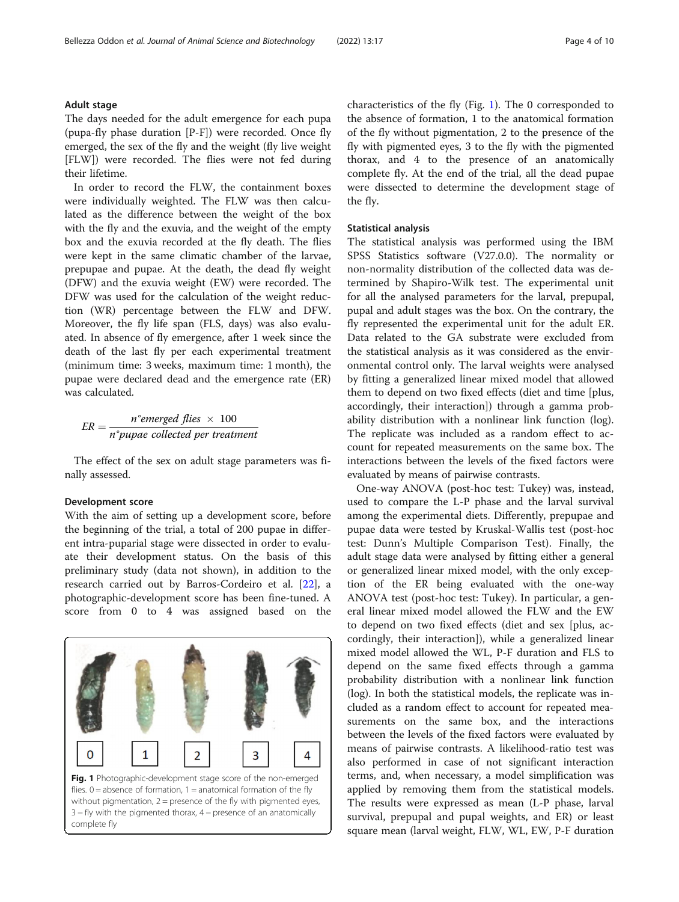### Adult stage

The days needed for the adult emergence for each pupa (pupa-fly phase duration [P-F]) were recorded. Once fly emerged, the sex of the fly and the weight (fly live weight [FLW]) were recorded. The flies were not fed during their lifetime.

In order to record the FLW, the containment boxes were individually weighted. The FLW was then calculated as the difference between the weight of the box with the fly and the exuvia, and the weight of the empty box and the exuvia recorded at the fly death. The flies were kept in the same climatic chamber of the larvae, prepupae and pupae. At the death, the dead fly weight (DFW) and the exuvia weight (EW) were recorded. The DFW was used for the calculation of the weight reduction (WR) percentage between the FLW and DFW. Moreover, the fly life span (FLS, days) was also evaluated. In absence of fly emergence, after 1 week since the death of the last fly per each experimental treatment (minimum time: 3 weeks, maximum time: 1 month), the pupae were declared dead and the emergence rate (ER) was calculated.

$$ER = \frac{n^{\circ}emerged\ flies\ \times\ 100}{n^{\circ}pupae\ collected\ per\ treatment}$$

The effect of the sex on adult stage parameters was finally assessed.

### Development score

With the aim of setting up a development score, before the beginning of the trial, a total of 200 pupae in different intra-puparial stage were dissected in order to evaluate their development status. On the basis of this preliminary study (data not shown), in addition to the research carried out by Barros-Cordeiro et al. [22], a photographic-development score has been fine-tuned. A score from 0 to 4 was assigned based on the characteristics of the fly (Fig. 1). The 0 corresponded to the absence of formation, 1 to the anatomical formation of the fly without pigmentation, 2 to the presence of the fly with pigmented eyes, 3 to the fly with the pigmented thorax, and 4 to the presence of an anatomically complete fly. At the end of the trial, all the dead pupae were dissected to determine the development stage of the fly.

**Fig. 1** Photographic-development stage score of the non-emerged flies. 0 = absence of formation, 1 = anatomical formation of the fly without pigmentation, 2 = presence of the fly with pigmented eyes, 3 = fly with the pigmented thorax, 4 = presence of an anatomically complete fly

### Statistical analysis

The statistical analysis was performed using the IBM SPSS Statistics software (V27.0.0). The normality or non-normality distribution of the collected data was determined by Shapiro-Wilk test. The experimental unit for all the analysed parameters for the larval, prepupal, pupal and adult stages was the box. On the contrary, the fly represented the experimental unit for the adult ER. Data related to the GA substrate were excluded from the statistical analysis as it was considered as the environmental control only. The larval weights were analysed by fitting a generalized linear mixed model that allowed them to depend on two fixed effects (diet and time [plus, accordingly, their interaction]) through a gamma probability distribution with a nonlinear link function (log). The replicate was included as a random effect to account for repeated measurements on the same box. The interactions between the levels of the fixed factors were evaluated by means of pairwise contrasts.

One-way ANOVA (post-hoc test: Tukey) was, instead, used to compare the L-P phase and the larval survival among the experimental diets. Differently, prepupae and pupae data were tested by Kruskal-Wallis test (post-hoc test: Dunn's Multiple Comparison Test). Finally, the adult stage data were analysed by fitting either a general or generalized linear mixed model, with the only exception of the ER being evaluated with the one-way ANOVA test (post-hoc test: Tukey). In particular, a general linear mixed model allowed the FLW and the EW to depend on two fixed effects (diet and sex [plus, accordingly, their interaction]), while a generalized linear mixed model allowed the WL, P-F duration and FLS to depend on the same fixed effects through a gamma probability distribution with a nonlinear link function (log). In both the statistical models, the replicate was included as a random effect to account for repeated measurements on the same box, and the interactions between the levels of the fixed factors were evaluated by means of pairwise contrasts. A likelihood-ratio test was also performed in case of not significant interaction terms, and, when necessary, a model simplification was applied by removing them from the statistical models. The results were expressed as mean (L-P phase, larval survival, prepupal and pupal weights, and ER) or least square mean (larval weight, FLW, WL, EW, P-F duration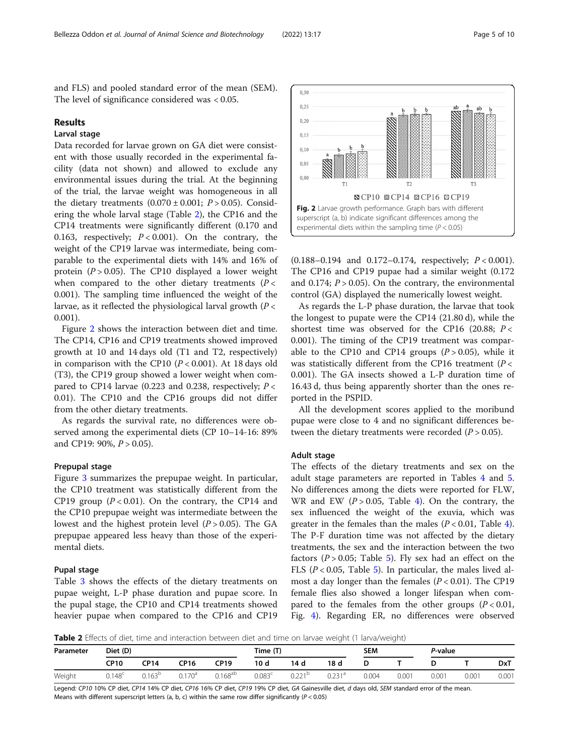and FLS) and pooled standard error of the mean (SEM). The level of significance considered was < 0.05.

## Results

### Larval stage

Data recorded for larvae grown on GA diet were consistent with those usually recorded in the experimental facility (data not shown) and allowed to exclude any environmental issues during the trial. At the beginning of the trial, the larvae weight was homogeneous in all the dietary treatments (0.070 ± 0.001; $P > 0.05$). Considering the whole larval stage (Table 2), the CP16 and the CP14 treatments were significantly different (0.170 and 0.163, respectively; $P < 0.001$). On the contrary, the weight of the CP19 larvae was intermediate, being comparable to the experimental diets with 14% and 16% of protein ($P > 0.05$). The CP10 displayed a lower weight when compared to the other dietary treatments ($P < 0.001$). The sampling time influenced the weight of the larvae, as it reflected the physiological larval growth ($P < 0.001$).

Figure 2 shows the interaction between diet and time. The CP14, CP16 and CP19 treatments showed improved growth at 10 and 14 days old (T1 and T2, respectively) in comparison with the CP10 ($P < 0.001$). At 18 days old (T3), the CP19 group showed a lower weight when compared to CP14 larvae (0.223 and 0.238, respectively; $P < 0.01$). The CP10 and the CP16 groups did not differ from the other dietary treatments.

As regards the survival rate, no differences were observed among the experimental diets (CP 10–14-16: 89% and CP19: 90%, $P > 0.05$).

Fig. 2 Larvae growth performance. Graph bars with different superscript (a, b) indicate significant differences among the experimental diets within the sampling time ($P < 0.05$)

### Prepupal stage

Figure 3 summarizes the prepupae weight. In particular, the CP10 treatment was statistically different from the CP19 group ($P < 0.01$). On the contrary, the CP14 and the CP10 prepupae weight was intermediate between the lowest and the highest protein level ($P > 0.05$). The GA prepupae appeared less heavy than those of the experimental diets.

### Pupal stage

Table 3 shows the effects of the dietary treatments on pupae weight, L-P phase duration and pupae score. In the pupal stage, the CP10 and CP14 treatments showed heavier pupae when compared to the CP16 and CP19 (0.188–0.194 and 0.172–0.174, respectively; $P < 0.001$). The CP16 and CP19 pupae had a similar weight (0.172 and 0.174; $P > 0.05$). On the contrary, the environmental control (GA) displayed the numerically lowest weight.

As regards the L-P phase duration, the larvae that took the longest to pupate were the CP14 (21.80 d), while the shortest time was observed for the CP16 (20.88; $P < 0.001$). The timing of the CP19 treatment was comparable to the CP10 and CP14 groups ($P > 0.05$), while it was statistically different from the CP16 treatment ($P < 0.001$). The GA insects showed a L-P duration time of 16.43 d, thus being apparently shorter than the ones reported in the PSPID.

All the development scores applied to the moribund pupae were close to 4 and no significant differences between the dietary treatments were recorded ($P > 0.05$).

### Adult stage

The effects of the dietary treatments and sex on the adult stage parameters are reported in Tables 4 and 5. No differences among the diets were reported for FLW, WR and EW ($P > 0.05$, Table 4). On the contrary, the sex influenced the weight of the exuvia, which was greater in the females than the males ($P < 0.01$, Table 4). The P-F duration time was not affected by the dietary treatments, the sex and the interaction between the two factors ($P > 0.05$; Table 5). Fly sex had an effect on the FLS ($P < 0.05$, Table 5). In particular, the males lived almost a day longer than the females ($P < 0.01$). The CP19 female flies also showed a longer lifespan when compared to the females from the other groups ($P < 0.01$, Fig. 4). Regarding ER, no differences were observed

**Table 2** Effects of diet, time and interaction between diet and time on larvae weight (1 larva/weight)

| Parameter | Diet (D) | | | | Time (T) | | | SEM | | P-value | | |
|---|---|---|---|---|---|---|---|---|---|---|---|---|
| | CP10 | CP14 | CP16 | CP19 | 10 d | 14 d | 18 d | D | T | D | T | DxT |
| Weight | 0.148[c] | 0.163[b] | 0.170[a] | 0.168[ab] | 0.083[c] | 0.221[b] | 0.231[a] | 0.004 | 0.001 | 0.001 | 0.001 | 0.001 |

Legend: *CP10* 10% CP diet, *CP14* 14% CP diet, *CP16* 16% CP diet, *CP19* 19% CP diet, *GA* Gainesville diet, *d* days old, *SEM* standard error of the mean.
Means with different superscript letters (a, b, c) within the same row differ significantly ($P < 0.05$)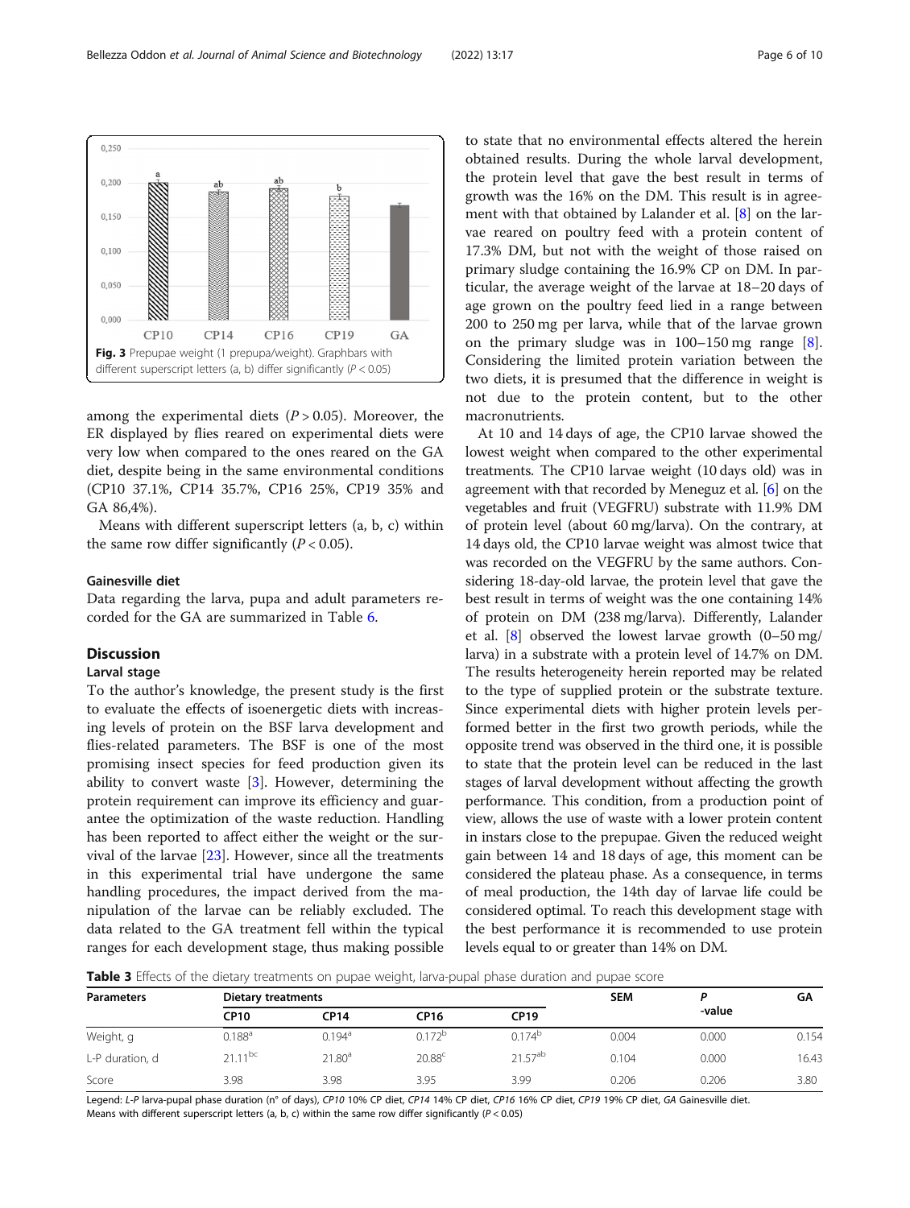Fig. 3 Prepupae weight (1 prepupa/weight). Graphbars with different superscript letters (a, b) differ significantly ($P < 0.05$)

among the experimental diets ($P > 0.05$). Moreover, the ER displayed by flies reared on experimental diets were very low when compared to the ones reared on the GA diet, despite being in the same environmental conditions (CP10 37.1%, CP14 35.7%, CP16 25%, CP19 35% and GA 86,4%).

Means with different superscript letters (a, b, c) within the same row differ significantly ($P < 0.05$).

### Gainesville diet

Data regarding the larva, pupa and adult parameters recorded for the GA are summarized in Table 6.

## Discussion

### Larval stage

To the author's knowledge, the present study is the first to evaluate the effects of isoenergetic diets with increasing levels of protein on the BSF larva development and flies-related parameters. The BSF is one of the most promising insect species for feed production given its ability to convert waste [3]. However, determining the protein requirement can improve its efficiency and guarantee the optimization of the waste reduction. Handling has been reported to affect either the weight or the survival of the larvae [23]. However, since all the treatments in this experimental trial have undergone the same handling procedures, the impact derived from the manipulation of the larvae can be reliably excluded. The data related to the GA treatment fell within the typical ranges for each development stage, thus making possible to state that no environmental effects altered the herein obtained results. During the whole larval development, the protein level that gave the best result in terms of growth was the 16% on the DM. This result is in agreement with that obtained by Lalander et al. [8] on the larvae reared on poultry feed with a protein content of 17.3% DM, but not with the weight of those raised on primary sludge containing the 16.9% CP on DM. In particular, the average weight of the larvae at 18–20 days of age grown on the poultry feed lied in a range between 200 to 250 mg per larva, while that of the larvae grown on the primary sludge was in 100–150 mg range [8]. Considering the limited protein variation between the two diets, it is presumed that the difference in weight is not due to the protein content, but to the other macronutrients.

At 10 and 14 days of age, the CP10 larvae showed the lowest weight when compared to the other experimental treatments. The CP10 larvae weight (10 days old) was in agreement with that recorded by Meneguz et al. [6] on the vegetables and fruit (VEGFRU) substrate with 11.9% DM of protein level (about 60 mg/larva). On the contrary, at 14 days old, the CP10 larvae weight was almost twice that was recorded on the VEGFRU by the same authors. Considering 18-day-old larvae, the protein level that gave the best result in terms of weight was the one containing 14% of protein on DM (238 mg/larva). Differently, Lalander et al. [8] observed the lowest larvae growth (0–50 mg/larva) in a substrate with a protein level of 14.7% on DM. The results heterogeneity herein reported may be related to the type of supplied protein or the substrate texture. Since experimental diets with higher protein levels performed better in the first two growth periods, while the opposite trend was observed in the third one, it is possible to state that the protein level can be reduced in the last stages of larval development without affecting the growth performance. This condition, from a production point of view, allows the use of waste with a lower protein content in instars close to the prepupae. Given the reduced weight gain between 14 and 18 days of age, this moment can be considered the plateau phase. As a consequence, in terms of meal production, the 14th day of larvae life could be considered optimal. To reach this development stage with the best performance it is recommended to use protein levels equal to or greater than 14% on DM.

**Table 3** Effects of the dietary treatments on pupae weight, larva-pupal phase duration and pupae score

| Parameters | Dietary treatments | | | | SEM | *P*-value | GA |
|---|---|---|---|---|---|---|---|
| | CP10 | CP14 | CP16 | CP19 | | | |
| Weight, g | 0.188[a] | 0.194[a] | 0.172[b] | 0.174[b] | 0.004 | 0.000 | 0.154 |
| L-P duration, d | 21.11[bc] | 21.80[a] | 20.88[c] | 21.57[ab] | 0.104 | 0.000 | 16.43 |
| Score | 3.98 | 3.98 | 3.95 | 3.99 | 0.206 | 0.206 | 3.80 |

Legend: *L-P* larva-pupal phase duration (n° of days), *CP10* 10% CP diet, *CP14* 14% CP diet, *CP16* 16% CP diet, *CP19* 19% CP diet, *GA* Gainesville diet.
Means with different superscript letters (a, b, c) within the same row differ significantly ($P < 0.05$)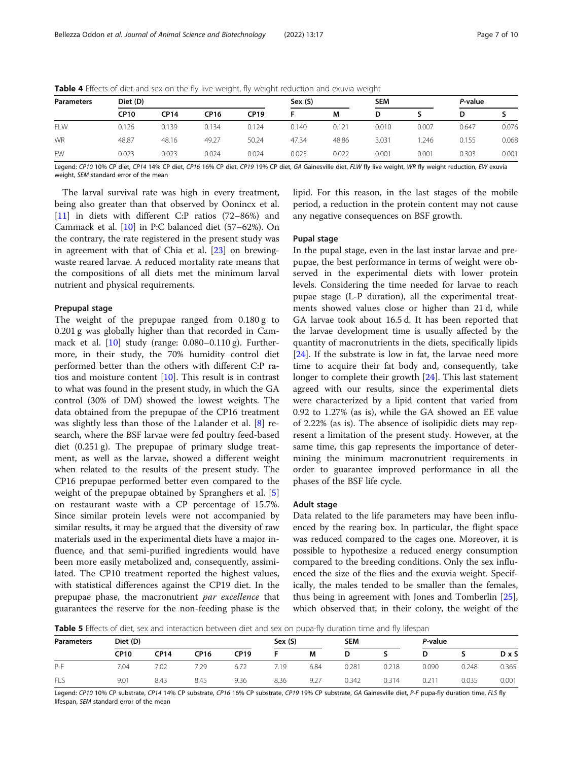**Table 4** Effects of diet and sex on the fly live weight, fly weight reduction and exuvia weight

| Parameters | Diet (D) | | | | Sex (S) | | SEM | | *P*-value | |
|---|---|---|---|---|---|---|---|---|---|---|
| | CP10 | CP14 | CP16 | CP19 | F | M | D | S | D | S |
| FLW | 0.126 | 0.139 | 0.134 | 0.124 | 0.140 | 0.121 | 0.010 | 0.007 | 0.647 | 0.076 |
| WR | 48.87 | 48.16 | 49.27 | 50.24 | 47.34 | 48.86 | 3.031 | 1.246 | 0.155 | 0.068 |
| EW | 0.023 | 0.023 | 0.024 | 0.024 | 0.025 | 0.022 | 0.001 | 0.001 | 0.303 | 0.001 |

Legend: *CP10* 10% CP diet, *CP14* 14% CP diet, *CP16* 16% CP diet, *CP19* 19% CP diet, *GA* Gainesville diet, *FLW* fly live weight, *WR* fly weight reduction, *EW* exuvia weight, *SEM* standard error of the mean

The larval survival rate was high in every treatment, being also greater than that observed by Oonincx et al. [11] in diets with different C:P ratios (72–86%) and Cammack et al. [10] in P:C balanced diet (57–62%). On the contrary, the rate registered in the present study was in agreement with that of Chia et al. [23] on brewing-waste reared larvae. A reduced mortality rate means that the compositions of all diets met the minimum larval nutrient and physical requirements.

### Prepupal stage

The weight of the prepupae ranged from 0.180 g to 0.201 g was globally higher than that recorded in Cammack et al. [10] study (range: 0.080–0.110 g). Furthermore, in their study, the 70% humidity control diet performed better than the others with different C:P ratios and moisture content [10]. This result is in contrast to what was found in the present study, in which the GA control (30% of DM) showed the lowest weights. The data obtained from the prepupae of the CP16 treatment was slightly less than those of the Lalander et al. [8] research, where the BSF larvae were fed poultry feed-based diet (0.251 g). The prepupae of primary sludge treatment, as well as the larvae, showed a different weight when related to the results of the present study. The CP16 prepupae performed better even compared to the weight of the prepupae obtained by Spranghers et al. [5] on restaurant waste with a CP percentage of 15.7%. Since similar protein levels were not accompanied by similar results, it may be argued that the diversity of raw materials used in the experimental diets have a major influence, and that semi-purified ingredients would have been more easily metabolized and, consequently, assimilated. The CP10 treatment reported the highest values, with statistical differences against the CP19 diet. In the prepupae phase, the macronutrient *par excellence* that guarantees the reserve for the non-feeding phase is the lipid. For this reason, in the last stages of the mobile period, a reduction in the protein content may not cause any negative consequences on BSF growth.

### Pupal stage

In the pupal stage, even in the last instar larvae and prepupae, the best performance in terms of weight were observed in the experimental diets with lower protein levels. Considering the time needed for larvae to reach pupae stage (L-P duration), all the experimental treatments showed values close or higher than 21 d, while GA larvae took about 16.5 d. It has been reported that the larvae development time is usually affected by the quantity of macronutrients in the diets, specifically lipids [24]. If the substrate is low in fat, the larvae need more time to acquire their fat body and, consequently, take longer to complete their growth [24]. This last statement agreed with our results, since the experimental diets were characterized by a lipid content that varied from 0.92 to 1.27% (as is), while the GA showed an EE value of 2.22% (as is). The absence of isolipidic diets may represent a limitation of the present study. However, at the same time, this gap represents the importance of determining the minimum macronutrient requirements in order to guarantee improved performance in all the phases of the BSF life cycle.

### Adult stage

Data related to the life parameters may have been influenced by the rearing box. In particular, the flight space was reduced compared to the cages one. Moreover, it is possible to hypothesize a reduced energy consumption compared to the breeding conditions. Only the sex influenced the size of the flies and the exuvia weight. Specifically, the males tended to be smaller than the females, thus being in agreement with Jones and Tomberlin [25], which observed that, in their colony, the weight of the

**Table 5** Effects of diet, sex and interaction between diet and sex on pupa-fly duration time and fly lifespan

| Parameters | Diet (D) | | | | Sex (S) | | SEM | | *P*-value | | |
|---|---|---|---|---|---|---|---|---|---|---|---|
| | CP10 | CP14 | CP16 | CP19 | F | M | D | S | D | S | D x S |
| P-F | 7.04 | 7.02 | 7.29 | 6.72 | 7.19 | 6.84 | 0.281 | 0.218 | 0.090 | 0.248 | 0.365 |
| FLS | 9.01 | 8.43 | 8.45 | 9.36 | 8.36 | 9.27 | 0.342 | 0.314 | 0.211 | 0.035 | 0.001 |

Legend: *CP10* 10% CP substrate, *CP14* 14% CP substrate, *CP16* 16% CP substrate, *CP19* 19% CP substrate, *GA* Gainesville diet, *P-F* pupa-fly duration time, *FLS* fly lifespan, *SEM* standard error of the mean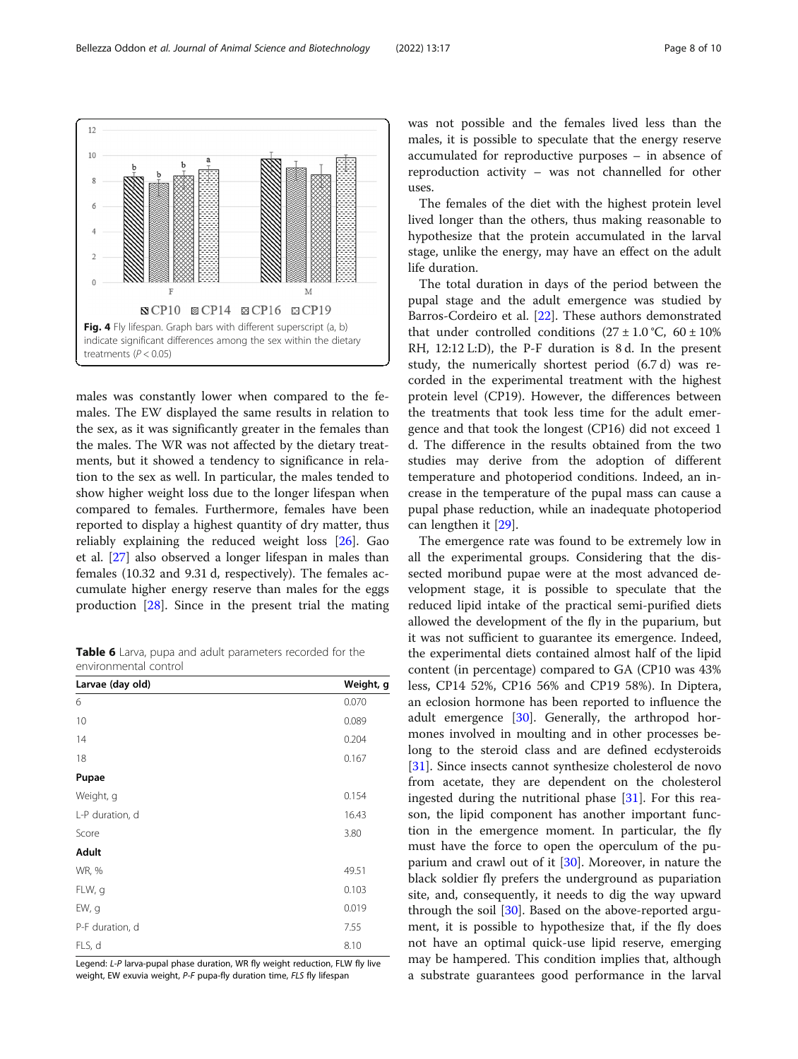Fig. 4 Fly lifespan. Graph bars with different superscript (a, b) indicate significant differences among the sex within the dietary treatments ($P < 0.05$)

males was constantly lower when compared to the females. The EW displayed the same results in relation to the sex, as it was significantly greater in the females than the males. The WR was not affected by the dietary treatments, but it showed a tendency to significance in relation to the sex as well. In particular, the males tended to show higher weight loss due to the longer lifespan when compared to females. Furthermore, females have been reported to display a highest quantity of dry matter, thus reliably explaining the reduced weight loss [26]. Gao et al. [27] also observed a longer lifespan in males than females (10.32 and 9.31 d, respectively). The females accumulate higher energy reserve than males for the eggs production [28]. Since in the present trial the mating was not possible and the females lived less than the males, it is possible to speculate that the energy reserve accumulated for reproductive purposes – in absence of reproduction activity – was not channelled for other uses.

The females of the diet with the highest protein level lived longer than the others, thus making reasonable to hypothesize that the protein accumulated in the larval stage, unlike the energy, may have an effect on the adult life duration.

The total duration in days of the period between the pupal stage and the adult emergence was studied by Barros-Cordeiro et al. [22]. These authors demonstrated that under controlled conditions (27 ± 1.0 °C, 60 ± 10% RH, 12:12 L:D), the P-F duration is 8 d. In the present study, the numerically shortest period (6.7 d) was recorded in the experimental treatment with the highest protein level (CP19). However, the differences between the treatments that took less time for the adult emergence and that took the longest (CP16) did not exceed 1 d. The difference in the results obtained from the two studies may derive from the adoption of different temperature and photoperiod conditions. Indeed, an increase in the temperature of the pupal mass can cause a pupal phase reduction, while an inadequate photoperiod can lengthen it [29].

The emergence rate was found to be extremely low in all the experimental groups. Considering that the dissected moribund pupae were at the most advanced development stage, it is possible to speculate that the reduced lipid intake of the practical semi-purified diets allowed the development of the fly in the puparium, but it was not sufficient to guarantee its emergence. Indeed, the experimental diets contained almost half of the lipid content (in percentage) compared to GA (CP10 was 43% less, CP14 52%, CP16 56% and CP19 58%). In Diptera, an eclosion hormone has been reported to influence the adult emergence [30]. Generally, the arthropod hormones involved in moulting and in other processes belong to the steroid class and are defined ecdysteroids [31]. Since insects cannot synthesize cholesterol de novo from acetate, they are dependent on the cholesterol ingested during the nutritional phase [31]. For this reason, the lipid component has another important function in the emergence moment. In particular, the fly must have the force to open the operculum of the puparium and crawl out of it [30]. Moreover, in nature the black soldier fly prefers the underground as pupariation site, and, consequently, it needs to dig the way upward through the soil [30]. Based on the above-reported argument, it is possible to hypothesize that, if the fly does not have an optimal quick-use lipid reserve, emerging may be hampered. This condition implies that, although a substrate guarantees good performance in the larval

**Table 6** Larva, pupa and adult parameters recorded for the environmental control

| Larvae (day old) | Weight, g |
|---|---|
| 6 | 0.070 |
| 10 | 0.089 |
| 14 | 0.204 |
| 18 | 0.167 |
| **Pupae** | |
| Weight, g | 0.154 |
| L-P duration, d | 16.43 |
| Score | 3.80 |
| **Adult** | |
| WR, % | 49.51 |
| FLW, g | 0.103 |
| EW, g | 0.019 |
| P-F duration, d | 7.55 |
| FLS, d | 8.10 |

Legend: *L-P* larva-pupal phase duration, *WR* fly weight reduction, *FLW* fly live weight, *EW* exuvia weight, *P-F* pupa-fly duration time, *FLS* fly lifespan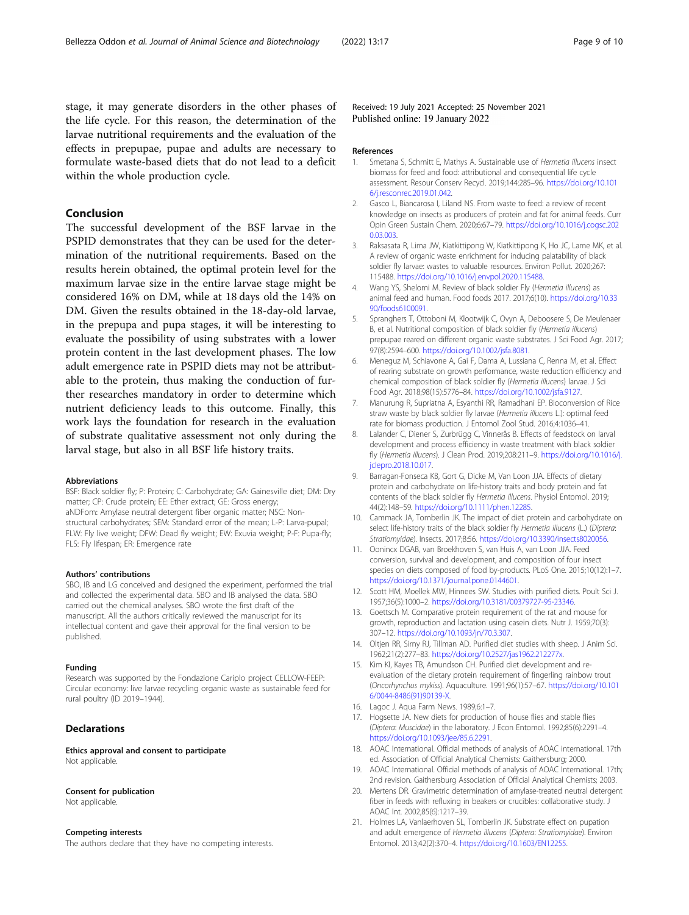stage, it may generate disorders in the other phases of the life cycle. For this reason, the determination of the larvae nutritional requirements and the evaluation of the effects in prepupae, pupae and adults are necessary to formulate waste-based diets that do not lead to a deficit within the whole production cycle.

## Conclusion

The successful development of the BSF larvae in the PSPID demonstrates that they can be used for the determination of the nutritional requirements. Based on the results herein obtained, the optimal protein level for the maximum larvae size in the entire larvae stage might be considered 16% on DM, while at 18 days old the 14% on DM. Given the results obtained in the 18-day-old larvae, in the prepupa and pupa stages, it will be interesting to evaluate the possibility of using substrates with a lower protein content in the last development phases. The low adult emergence rate in PSPID diets may not be attributable to the protein, thus making the conduction of further researches mandatory in order to determine which nutrient deficiency leads to this outcome. Finally, this work lays the foundation for research in the evaluation of substrate qualitative assessment not only during the larval stage, but also in all BSF life history traits.

#### Abbreviations

BSF: Black soldier fly; P: Protein; C: Carbohydrate; GA: Gainesville diet; DM: Dry matter; CP: Crude protein; EE: Ether extract; GE: Gross energy; aNDFom: Amylase neutral detergent fiber organic matter; NSC: Non-structural carbohydrates; SEM: Standard error of the mean; L-P: Larva-pupal; FLW: Fly live weight; DFW: Dead fly weight; EW: Exuvia weight; P-F: Pupa-fly; FLS: Fly lifespan; ER: Emergence rate

#### Authors' contributions

SBO, IB and LG conceived and designed the experiment, performed the trial and collected the experimental data. SBO and IB analysed the data. SBO carried out the chemical analyses. SBO wrote the first draft of the manuscript. All the authors critically reviewed the manuscript for its intellectual content and gave their approval for the final version to be published.

#### Funding

Research was supported by the Fondazione Cariplo project CELLOW-FEEP: Circular economy: live larvae recycling organic waste as sustainable feed for rural poultry (ID 2019–1944).

## Declarations

#### Ethics approval and consent to participate

Not applicable.

#### Consent for publication

Not applicable.

#### Competing interests

The authors declare that they have no competing interests.

Received: 19 July 2021 Accepted: 25 November 2021
Published online: 19 January 2022

#### References

1. Smetana S, Schmitt E, Mathys A. Sustainable use of *Hermetia illucens* insect biomass for feed and food: attributional and consequential life cycle assessment. Resour Conserv Recycl. 2019;144:285–96. https://doi.org/10.1016/j.resconrec.2019.01.042.
2. Gasco L, Biancarosa I, Liland NS. From waste to feed: a review of recent knowledge on insects as producers of protein and fat for animal feeds. Curr Opin Green Sustain Chem. 2020;6:67–79. https://doi.org/10.1016/j.cogsc.2020.03.003.
3. Raksasata R, Lima JW, Kiatkittipong W, Kiatkittipong K, Ho JC, Lame MK, et al. A review of organic waste enrichment for inducing palatability of black soldier fly larvae: wastes to valuable resources. Environ Pollut. 2020;267:115488. https://doi.org/10.1016/j.envpol.2020.115488.
4. Wang YS, Shelomi M. Review of black soldier Fly (*Hermetia illucens*) as animal feed and human. Food foods 2017. 2017;6(10). https://doi.org/10.3390/foods6100091.
5. Spranghers T, Ottoboni M, Klootwijk C, Ovyn A, Deboosere S, De Meulenaer B, et al. Nutritional composition of black soldier fly (*Hermetia illucens*) prepupae reared on different organic waste substrates. J Sci Food Agr. 2017;97(8):2594–600. https://doi.org/10.1002/jsfa.8081.
6. Meneguz M, Schiavone A, Gai F, Dama A, Lussiana C, Renna M, et al. Effect of rearing substrate on growth performance, waste reduction efficiency and chemical composition of black soldier fly (*Hermetia illucens*) larvae. J Sci Food Agr. 2018;98(15):5776–84. https://doi.org/10.1002/jsfa.9127.
7. Manurung R, Supriatna A, Esyanthi RR, Ramadhani EP. Bioconversion of Rice straw waste by black soldier fly larvae (*Hermetia illucens* L.): optimal feed rate for biomass production. J Entomol Zool Stud. 2016;4:1036–41.
8. Lalander C, Diener S, Zurbrügg C, Vinnerås B. Effects of feedstock on larval development and process efficiency in waste treatment with black soldier fly (*Hermetia illucens*). J Clean Prod. 2019;208:211–9. https://doi.org/10.1016/j.jclepro.2018.10.017.
9. Barragan-Fonseca KB, Gort G, Dicke M, Van Loon JJA. Effects of dietary protein and carbohydrate on life-history traits and body protein and fat contents of the black soldier fly *Hermetia illucens*. Physiol Entomol. 2019;44(2):148–59. https://doi.org/10.1111/phen.12285.
10. Cammack JA, Tomberlin JK. The impact of diet protein and carbohydrate on select life-history traits of the black soldier fly *Hermetia illucens* (L.) (*Diptera: Stratiomyidae*). Insects. 2017;8:56. https://doi.org/10.3390/insects8020056.
11. Oonincx DGAB, van Broekhoven S, van Huis A, van Loon JJA. Feed conversion, survival and development, and composition of four insect species on diets composed of food by-products. PLoS One. 2015;10(12):1–7. https://doi.org/10.1371/journal.pone.0144601.
12. Scott HM, Moellek MW, Hinnees SW. Studies with purified diets. Poult Sci J. 1957;36(5):1000–2. https://doi.org/10.3181/00379727-95-23346.
13. Goettsch M. Comparative protein requirement of the rat and mouse for growth, reproduction and lactation using casein diets. Nutr J. 1959;70(3):307–12. https://doi.org/10.1093/jn/70.3.307.
14. Oltjen RR, Sirny RJ, Tillman AD. Purified diet studies with sheep. J Anim Sci. 1962;21(2):277–83. https://doi.org/10.2527/jas1962.212277x.
15. Kim KI, Kayes TB, Amundson CH. Purified diet development and re-evaluation of the dietary protein requirement of fingerling rainbow trout (*Oncorhynchus mykiss*). Aquaculture. 1991;96(1):57–67. https://doi.org/10.1016/0044-8486(91)90139-X.
16. Lagoc J. Aqua Farm News. 1989;6:1–7.
17. Hogsette JA. New diets for production of house flies and stable flies (*Diptera: Muscidae*) in the laboratory. J Econ Entomol. 1992;85(6):2291–4. https://doi.org/10.1093/jee/85.6.2291.
18. AOAC International. Official methods of analysis of AOAC international. 17th ed. Association of Official Analytical Chemists: Gaithersburg; 2000.
19. AOAC International. Official methods of analysis of AOAC international. 17th; 2nd revision. Gaithersburg Association of Official Analytical Chemists; 2003.
20. Mertens DR. Gravimetric determination of amylase-treated neutral detergent fiber in feeds with refluxing in beakers or crucibles: collaborative study. J AOAC Int. 2002;85(6):1217–39.
21. Holmes LA, Vanlaerhoven SL, Tomberlin JK. Substrate effect on pupation and adult emergence of *Hermetia illucens* (*Diptera: Stratiomyidae*). Environ Entomol. 2013;42(2):370–4. https://doi.org/10.1603/EN12255.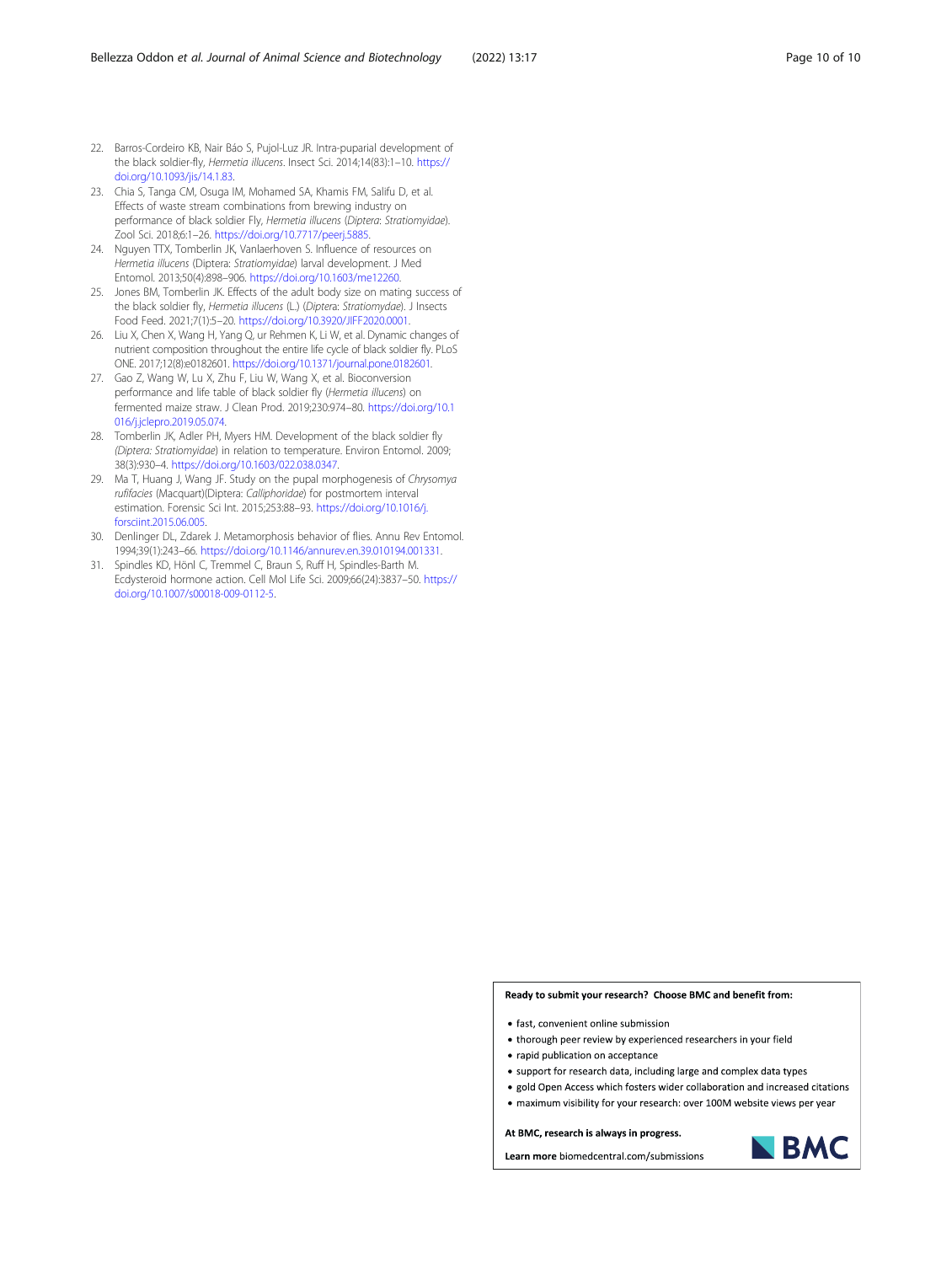22. Barros-Cordeiro KB, Nair Báo S, Pujol-Luz JR. Intra-puparial development of the black soldier-fly, *Hermetia illucens*. Insect Sci. 2014;14(83):1–10. https://doi.org/10.1093/jis/14.1.83.
23. Chia S, Tanga CM, Osuga IM, Mohamed SA, Khamis FM, Salifu D, et al. Effects of waste stream combinations from brewing industry on performance of black soldier Fly, *Hermetia illucens* (*Diptera*: *Stratiomyidae*). Zool Sci. 2018;6:1–26. https://doi.org/10.7717/peerj.5885.
24. Nguyen TTX, Tomberlin JK, Vanlaerhoven S. Influence of resources on *Hermetia illucens* (Diptera: *Stratiomyidae*) larval development. J Med Entomol. 2013;50(4):898–906. https://doi.org/10.1603/me12260.
25. Jones BM, Tomberlin JK. Effects of the adult body size on mating success of the black soldier fly, *Hermetia illucens* (L.) (*Diptera*: *Stratiomydae*). J Insects Food Feed. 2021;7(1):5–20. https://doi.org/10.3920/JIFF2020.0001.
26. Liu X, Chen X, Wang H, Yang Q, ur Rehmen K, Li W, et al. Dynamic changes of nutrient composition throughout the entire life cycle of black soldier fly. PLoS ONE. 2017;12(8):e0182601. https://doi.org/10.1371/journal.pone.0182601.
27. Gao Z, Wang W, Lu X, Zhu F, Liu W, Wang X, et al. Bioconversion performance and life table of black soldier fly (*Hermetia illucens*) on fermented maize straw. J Clean Prod. 2019;230:974–80. https://doi.org/10.1016/j.jclepro.2019.05.074.
28. Tomberlin JK, Adler PH, Myers HM. Development of the black soldier fly *(Diptera: Stratiomyidae)* in relation to temperature. Environ Entomol. 2009; 38(3):930–4. https://doi.org/10.1603/022.038.0347.
29. Ma T, Huang J, Wang JF. Study on the pupal morphogenesis of *Chrysomya rufifacies* (Macquart)(Diptera: *Calliphoridae*) for postmortem interval estimation. Forensic Sci Int. 2015;253:88–93. https://doi.org/10.1016/j.forsciint.2015.06.005.
30. Denlinger DL, Zdarek J. Metamorphosis behavior of flies. Annu Rev Entomol. 1994;39(1):243–66. https://doi.org/10.1146/annurev.en.39.010194.001331.
31. Spindles KD, Hönl C, Tremmel C, Braun S, Ruff H, Spindles-Barth M. Ecdysteroid hormone action. Cell Mol Life Sci. 2009;66(24):3837–50. https://doi.org/10.1007/s00018-009-0112-5.

**Ready to submit your research? Choose BMC and benefit from:**

- fast, convenient online submission
- thorough peer review by experienced researchers in your field
- rapid publication on acceptance
- support for research data, including large and complex data types
- gold Open Access which fosters wider collaboration and increased citations
- maximum visibility for your research: over 100M website views per year

**At BMC, research is always in progress.**

**Learn more** biomedcentral.com/submissions

BMC